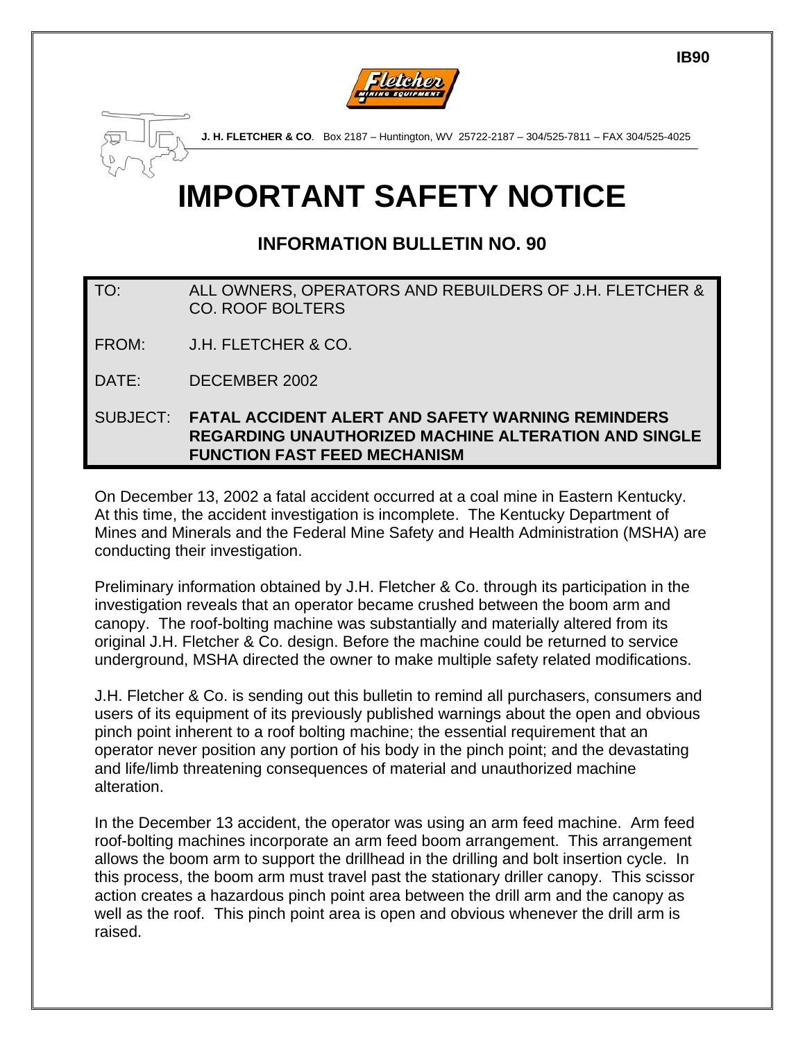IB90

**J. H. FLETCHER & CO**. Box 2187 – Huntington, WV 25722-2187 – 304/525-7811 – FAX 304/525-4025

# IMPORTANT SAFETY NOTICE

## INFORMATION BULLETIN NO. 90

| | |
|---|---|
| TO: | ALL OWNERS, OPERATORS AND REBUILDERS OF J.H. FLETCHER & CO. ROOF BOLTERS |
| FROM: | J.H. FLETCHER & CO. |
| DATE: | DECEMBER 2002 |
| SUBJECT: | **FATAL ACCIDENT ALERT AND SAFETY WARNING REMINDERS REGARDING UNAUTHORIZED MACHINE ALTERATION AND SINGLE FUNCTION FAST FEED MECHANISM** |

On December 13, 2002 a fatal accident occurred at a coal mine in Eastern Kentucky. At this time, the accident investigation is incomplete. The Kentucky Department of Mines and Minerals and the Federal Mine Safety and Health Administration (MSHA) are conducting their investigation.

Preliminary information obtained by J.H. Fletcher & Co. through its participation in the investigation reveals that an operator became crushed between the boom arm and canopy. The roof-bolting machine was substantially and materially altered from its original J.H. Fletcher & Co. design. Before the machine could be returned to service underground, MSHA directed the owner to make multiple safety related modifications.

J.H. Fletcher & Co. is sending out this bulletin to remind all purchasers, consumers and users of its equipment of its previously published warnings about the open and obvious pinch point inherent to a roof bolting machine; the essential requirement that an operator never position any portion of his body in the pinch point; and the devastating and life/limb threatening consequences of material and unauthorized machine alteration.

In the December 13 accident, the operator was using an arm feed machine. Arm feed roof-bolting machines incorporate an arm feed boom arrangement. This arrangement allows the boom arm to support the drillhead in the drilling and bolt insertion cycle. In this process, the boom arm must travel past the stationary driller canopy. This scissor action creates a hazardous pinch point area between the drill arm and the canopy as well as the roof. This pinch point area is open and obvious whenever the drill arm is raised.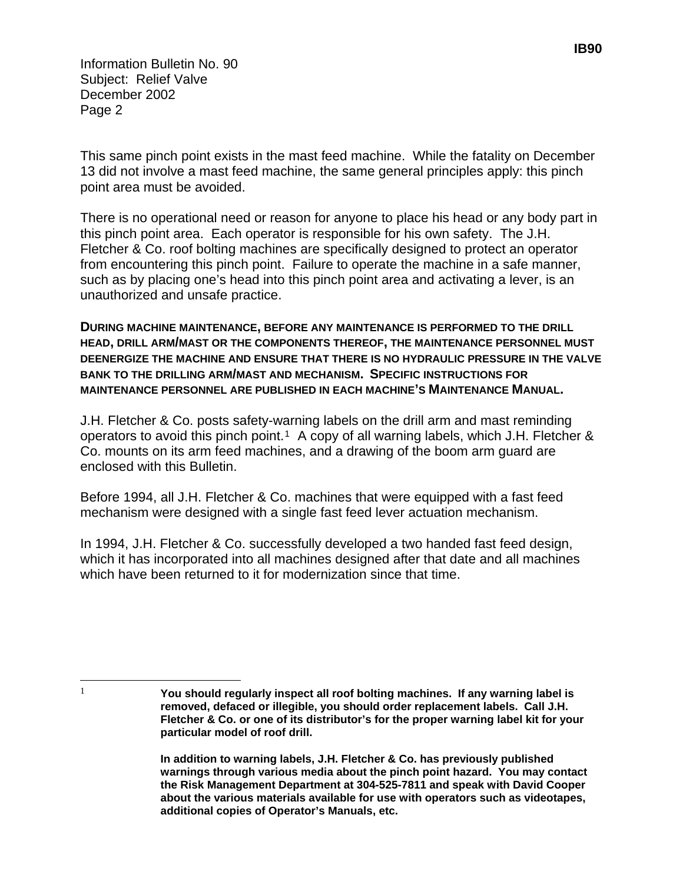This same pinch point exists in the mast feed machine. While the fatality on December 13 did not involve a mast feed machine, the same general principles apply: this pinch point area must be avoided.

There is no operational need or reason for anyone to place his head or any body part in this pinch point area. Each operator is responsible for his own safety. The J.H. Fletcher & Co. roof bolting machines are specifically designed to protect an operator from encountering this pinch point. Failure to operate the machine in a safe manner, such as by placing one's head into this pinch point area and activating a lever, is an unauthorized and unsafe practice.

**DURING MACHINE MAINTENANCE, BEFORE ANY MAINTENANCE IS PERFORMED TO THE DRILL HEAD, DRILL ARM/MAST OR THE COMPONENTS THEREOF, THE MAINTENANCE PERSONNEL MUST DEENERGIZE THE MACHINE AND ENSURE THAT THERE IS NO HYDRAULIC PRESSURE IN THE VALVE BANK TO THE DRILLING ARM/MAST AND MECHANISM. SPECIFIC INSTRUCTIONS FOR MAINTENANCE PERSONNEL ARE PUBLISHED IN EACH MACHINE'S MAINTENANCE MANUAL.**

J.H. Fletcher & Co. posts safety-warning labels on the drill arm and mast reminding operators to avoid this pinch point.[1] A copy of all warning labels, which J.H. Fletcher & Co. mounts on its arm feed machines, and a drawing of the boom arm guard are enclosed with this Bulletin.

Before 1994, all J.H. Fletcher & Co. machines that were equipped with a fast feed mechanism were designed with a single fast feed lever actuation mechanism.

In 1994, J.H. Fletcher & Co. successfully developed a two handed fast feed design, which it has incorporated into all machines designed after that date and all machines which have been returned to it for modernization since that time.

---

[1] **You should regularly inspect all roof bolting machines. If any warning label is removed, defaced or illegible, you should order replacement labels. Call J.H. Fletcher & Co. or one of its distributor's for the proper warning label kit for your particular model of roof drill.**

**In addition to warning labels, J.H. Fletcher & Co. has previously published warnings through various media about the pinch point hazard. You may contact the Risk Management Department at 304-525-7811 and speak with David Cooper about the various materials available for use with operators such as videotapes, additional copies of Operator's Manuals, etc.**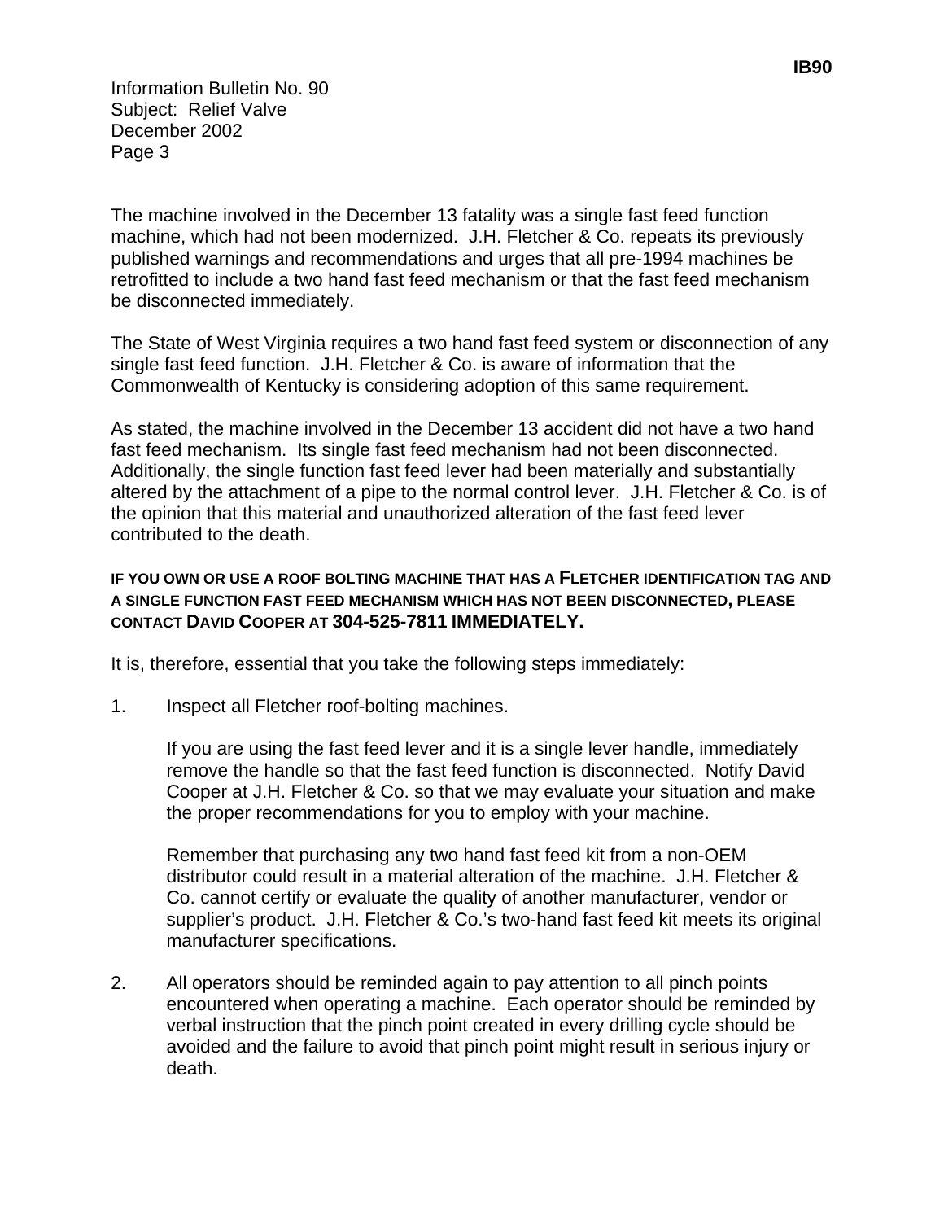The machine involved in the December 13 fatality was a single fast feed function machine, which had not been modernized. J.H. Fletcher & Co. repeats its previously published warnings and recommendations and urges that all pre-1994 machines be retrofitted to include a two hand fast feed mechanism or that the fast feed mechanism be disconnected immediately.

The State of West Virginia requires a two hand fast feed system or disconnection of any single fast feed function. J.H. Fletcher & Co. is aware of information that the Commonwealth of Kentucky is considering adoption of this same requirement.

As stated, the machine involved in the December 13 accident did not have a two hand fast feed mechanism. Its single fast feed mechanism had not been disconnected. Additionally, the single function fast feed lever had been materially and substantially altered by the attachment of a pipe to the normal control lever. J.H. Fletcher & Co. is of the opinion that this material and unauthorized alteration of the fast feed lever contributed to the death.

**IF YOU OWN OR USE A ROOF BOLTING MACHINE THAT HAS A FLETCHER IDENTIFICATION TAG AND A SINGLE FUNCTION FAST FEED MECHANISM WHICH HAS NOT BEEN DISCONNECTED, PLEASE CONTACT DAVID COOPER AT 304-525-7811 IMMEDIATELY.**

It is, therefore, essential that you take the following steps immediately:

1. Inspect all Fletcher roof-bolting machines.

   If you are using the fast feed lever and it is a single lever handle, immediately remove the handle so that the fast feed function is disconnected. Notify David Cooper at J.H. Fletcher & Co. so that we may evaluate your situation and make the proper recommendations for you to employ with your machine.

   Remember that purchasing any two hand fast feed kit from a non-OEM distributor could result in a material alteration of the machine. J.H. Fletcher & Co. cannot certify or evaluate the quality of another manufacturer, vendor or supplier's product. J.H. Fletcher & Co.'s two-hand fast feed kit meets its original manufacturer specifications.

2. All operators should be reminded again to pay attention to all pinch points encountered when operating a machine. Each operator should be reminded by verbal instruction that the pinch point created in every drilling cycle should be avoided and the failure to avoid that pinch point might result in serious injury or death.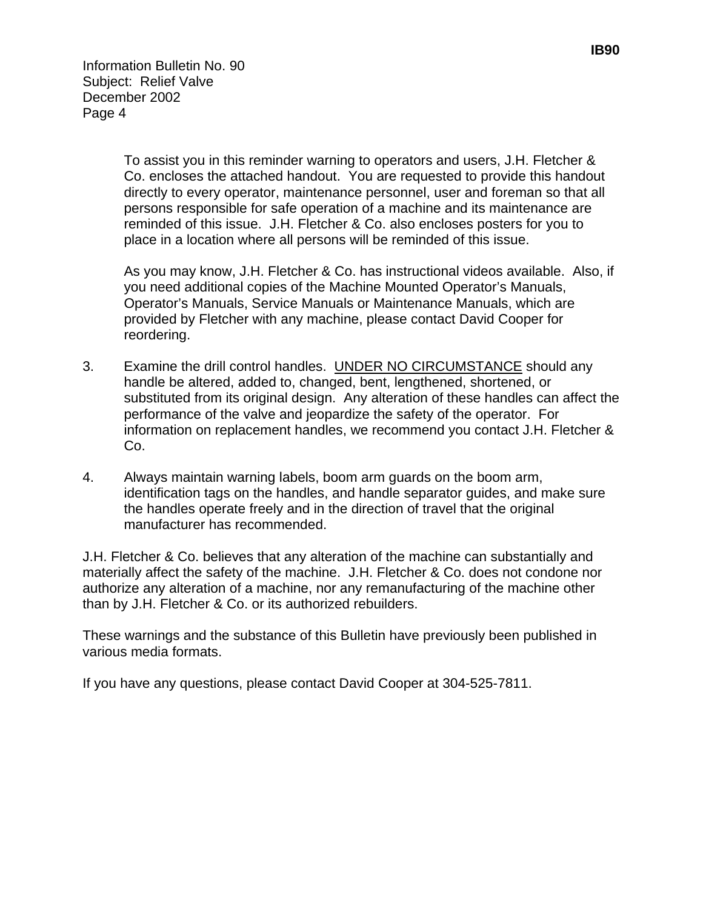To assist you in this reminder warning to operators and users, J.H. Fletcher & Co. encloses the attached handout. You are requested to provide this handout directly to every operator, maintenance personnel, user and foreman so that all persons responsible for safe operation of a machine and its maintenance are reminded of this issue. J.H. Fletcher & Co. also encloses posters for you to place in a location where all persons will be reminded of this issue.

As you may know, J.H. Fletcher & Co. has instructional videos available. Also, if you need additional copies of the Machine Mounted Operator's Manuals, Operator's Manuals, Service Manuals or Maintenance Manuals, which are provided by Fletcher with any machine, please contact David Cooper for reordering.

3. Examine the drill control handles. <u>UNDER NO CIRCUMSTANCE</u> should any handle be altered, added to, changed, bent, lengthened, shortened, or substituted from its original design. Any alteration of these handles can affect the performance of the valve and jeopardize the safety of the operator. For information on replacement handles, we recommend you contact J.H. Fletcher & Co.

4. Always maintain warning labels, boom arm guards on the boom arm, identification tags on the handles, and handle separator guides, and make sure the handles operate freely and in the direction of travel that the original manufacturer has recommended.

J.H. Fletcher & Co. believes that any alteration of the machine can substantially and materially affect the safety of the machine. J.H. Fletcher & Co. does not condone nor authorize any alteration of a machine, nor any remanufacturing of the machine other than by J.H. Fletcher & Co. or its authorized rebuilders.

These warnings and the substance of this Bulletin have previously been published in various media formats.

If you have any questions, please contact David Cooper at 304-525-7811.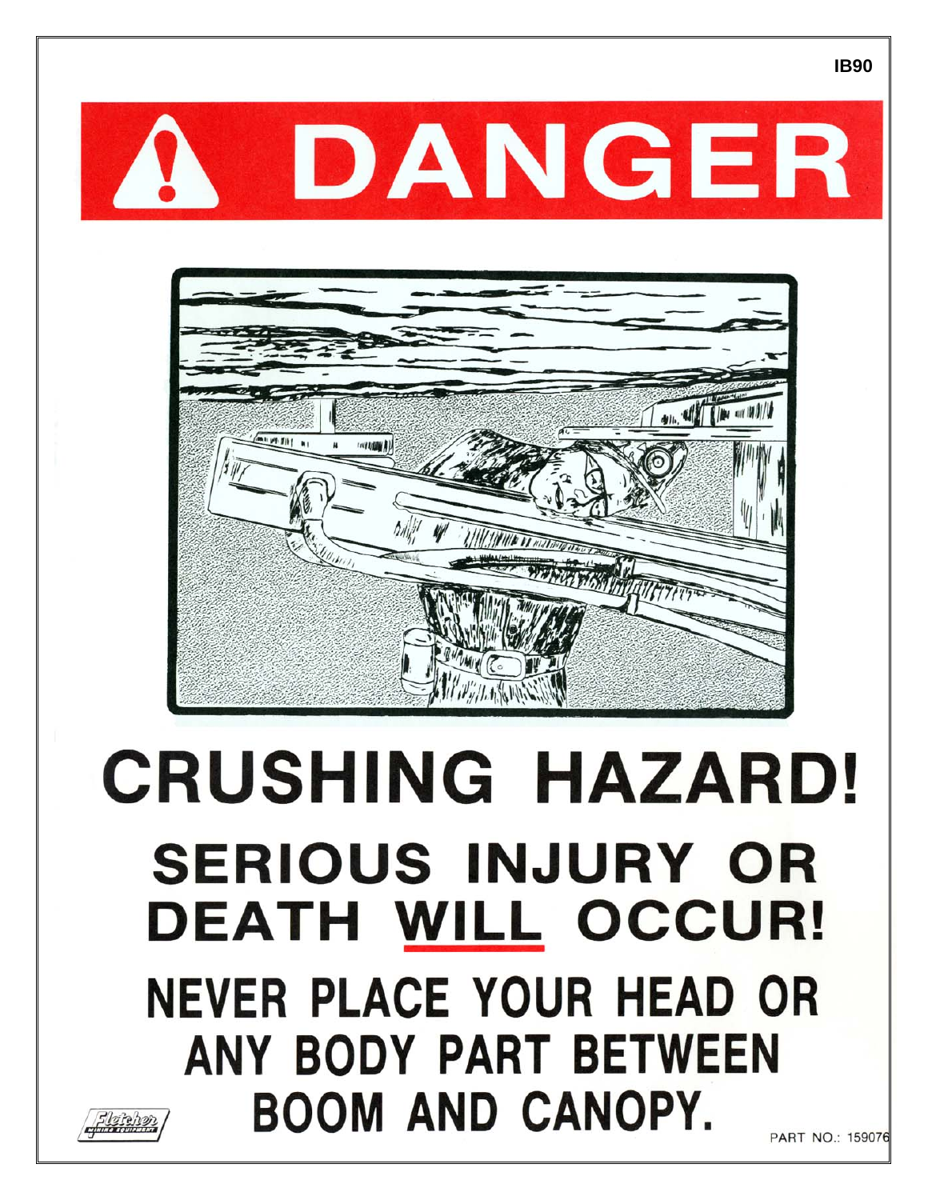IB90

# DANGER

# CRUSHING HAZARD!

## SERIOUS INJURY OR DEATH WILL OCCUR!

## NEVER PLACE YOUR HEAD OR ANY BODY PART BETWEEN BOOM AND CANOPY.

Fletcher Mining Equipment

PART NO.: 159076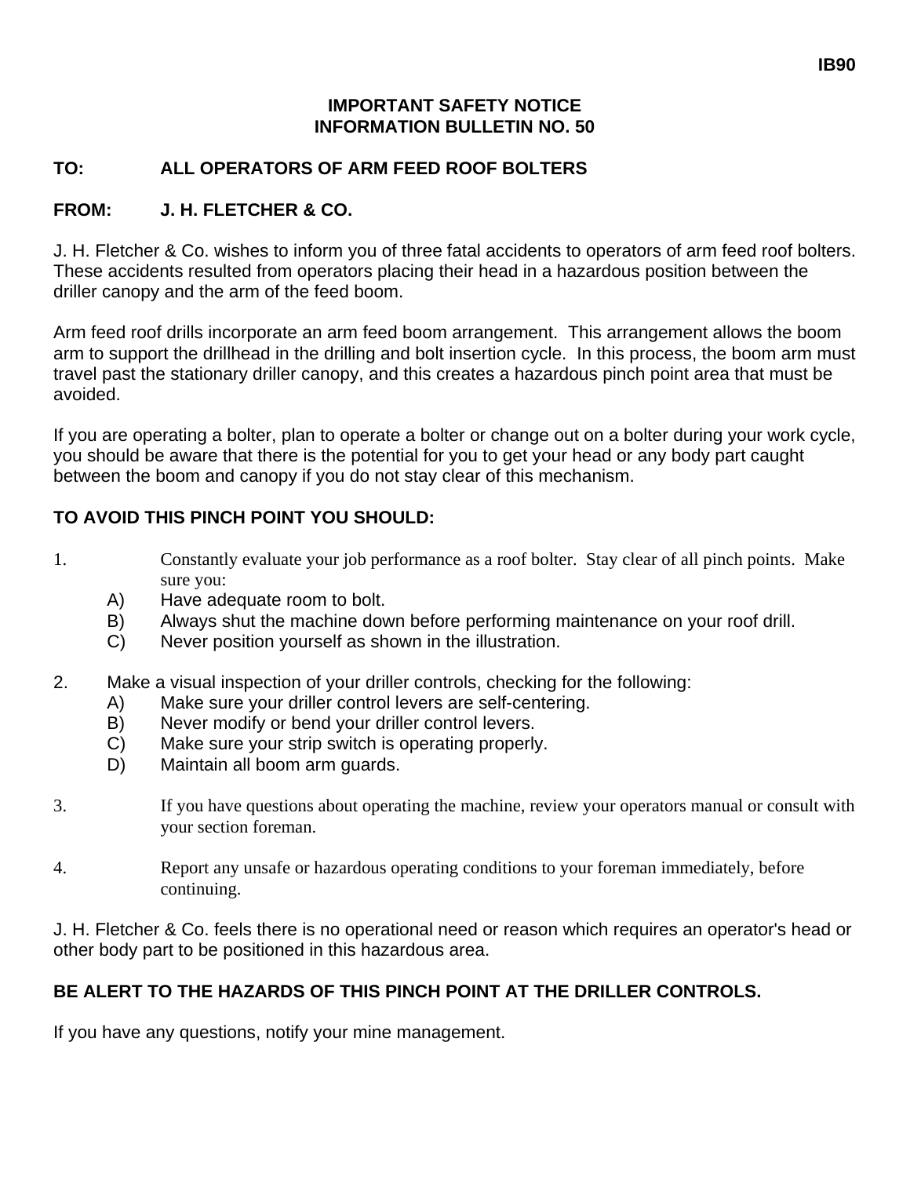IB90

**IMPORTANT SAFETY NOTICE**
**INFORMATION BULLETIN NO. 50**

**TO: ALL OPERATORS OF ARM FEED ROOF BOLTERS**

**FROM: J. H. FLETCHER & CO.**

J. H. Fletcher & Co. wishes to inform you of three fatal accidents to operators of arm feed roof bolters. These accidents resulted from operators placing their head in a hazardous position between the driller canopy and the arm of the feed boom.

Arm feed roof drills incorporate an arm feed boom arrangement. This arrangement allows the boom arm to support the drillhead in the drilling and bolt insertion cycle. In this process, the boom arm must travel past the stationary driller canopy, and this creates a hazardous pinch point area that must be avoided.

If you are operating a bolter, plan to operate a bolter or change out on a bolter during your work cycle, you should be aware that there is the potential for you to get your head or any body part caught between the boom and canopy if you do not stay clear of this mechanism.

**TO AVOID THIS PINCH POINT YOU SHOULD:**

1. Constantly evaluate your job performance as a roof bolter. Stay clear of all pinch points. Make sure you:
   - A) Have adequate room to bolt.
   - B) Always shut the machine down before performing maintenance on your roof drill.
   - C) Never position yourself as shown in the illustration.

2. Make a visual inspection of your driller controls, checking for the following:
   - A) Make sure your driller control levers are self-centering.
   - B) Never modify or bend your driller control levers.
   - C) Make sure your strip switch is operating properly.
   - D) Maintain all boom arm guards.

3. If you have questions about operating the machine, review your operators manual or consult with your section foreman.

4. Report any unsafe or hazardous operating conditions to your foreman immediately, before continuing.

J. H. Fletcher & Co. feels there is no operational need or reason which requires an operator's head or other body part to be positioned in this hazardous area.

**BE ALERT TO THE HAZARDS OF THIS PINCH POINT AT THE DRILLER CONTROLS.**

If you have any questions, notify your mine management.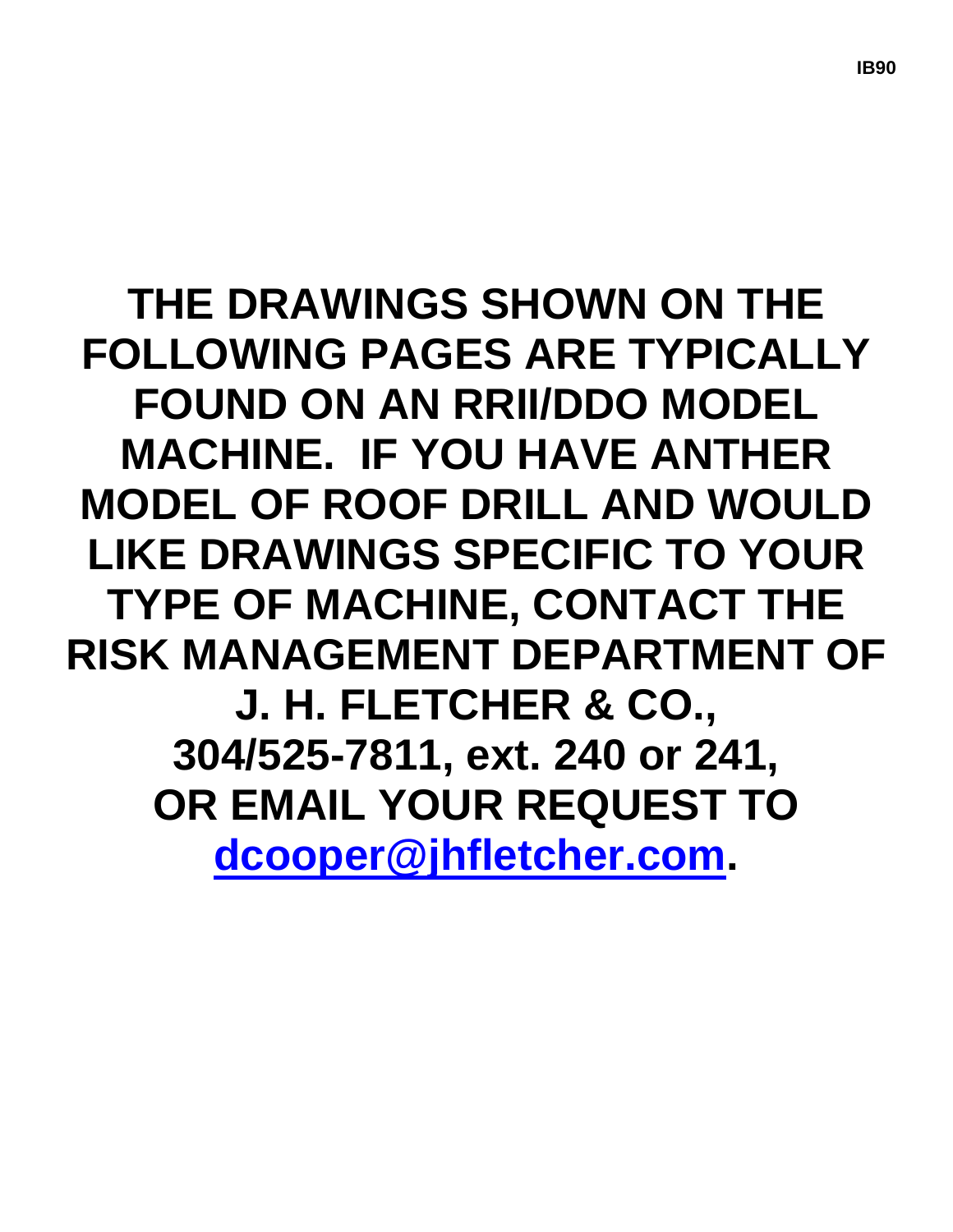**THE DRAWINGS SHOWN ON THE FOLLOWING PAGES ARE TYPICALLY FOUND ON AN RRII/DDO MODEL MACHINE. IF YOU HAVE ANTHER MODEL OF ROOF DRILL AND WOULD LIKE DRAWINGS SPECIFIC TO YOUR TYPE OF MACHINE, CONTACT THE RISK MANAGEMENT DEPARTMENT OF J. H. FLETCHER & CO., 304/525-7811, ext. 240 or 241, OR EMAIL YOUR REQUEST TO [dcooper@jhfletcher.com](mailto:dcooper@jhfletcher.com).**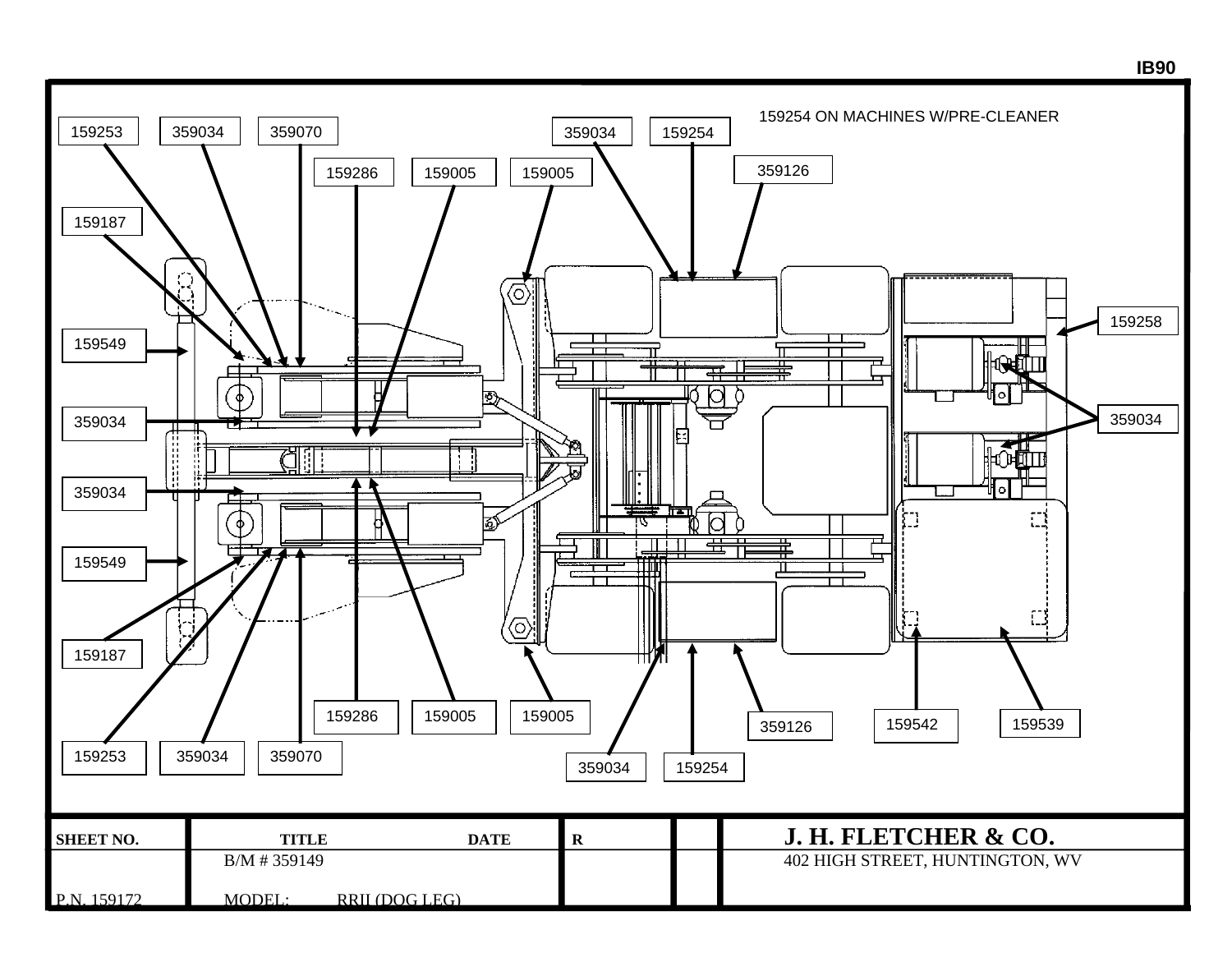IB90

159254 ON MACHINES W/PRE-CLEANER

159253 | 359034 | 359070 | 359034 | 159254

159286 | 159005 | 159005 | 359126

159187

159549

159258

359034

359034

359034

359034

159549

159187

159286 | 159005 | 159005

359126 | 159542 | 159539

159253 | 359034 | 359070 | 359034 | 159254

| SHEET NO. | TITLE | DATE | R | | J. H. FLETCHER & CO. |
|---|---|---|---|---|---|
| | B/M # 359149 | | | | 402 HIGH STREET, HUNTINGTON, WV |
| P.N. 159172 | MODEL: RRII (DOG LEG) | | | | |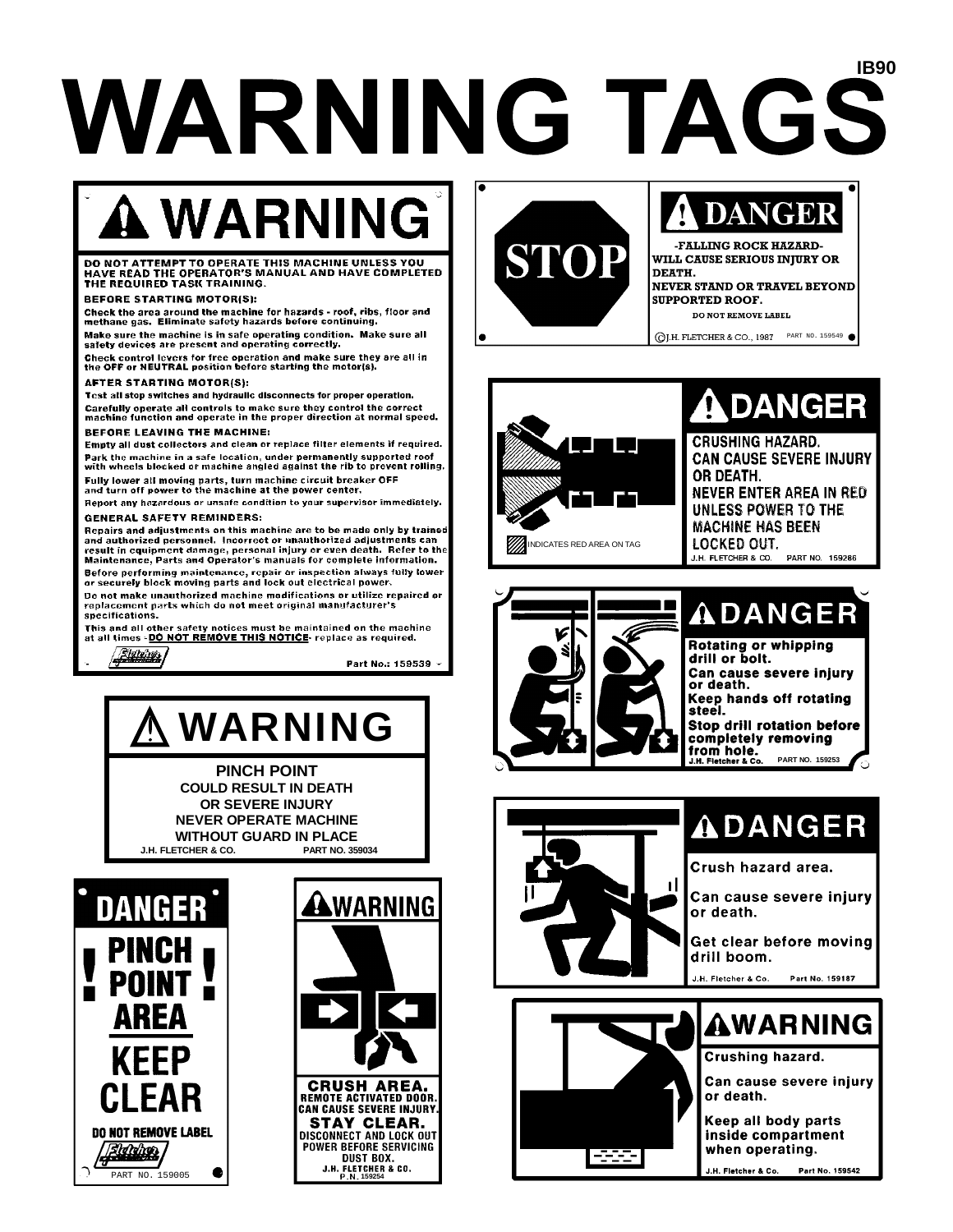IB90

# WARNING TAGS

## ⚠ WARNING

**DO NOT ATTEMPT TO OPERATE THIS MACHINE UNLESS YOU HAVE READ THE OPERATOR'S MANUAL AND HAVE COMPLETED THE REQUIRED TASK TRAINING.**

**BEFORE STARTING MOTOR(S):**

Check the area around the machine for hazards - roof, ribs, floor and methane gas. Eliminate safety hazards before continuing.

Make sure the machine is in safe operating condition. Make sure all safety devices are present and operating correctly.

Check control levers for free operation and make sure they are all in the OFF or NEUTRAL position before starting the motor(s).

**AFTER STARTING MOTOR(S):**

Test all stop switches and hydraulic disconnects for proper operation.

Carefully operate all controls to make sure they control the correct machine function and operate in the proper direction at normal speed.

**BEFORE LEAVING THE MACHINE:**

Empty all dust collectors and clean or replace filter elements if required.

Park the machine in a safe location, under permanently supported roof with wheels blocked or machine angled against the rib to prevent rolling.

Fully lower all moving parts, turn machine circuit breaker OFF and turn off power to the machine at the power center.

Report any hazardous or unsafe condition to your supervisor immediately.

**GENERAL SAFETY REMINDERS:**

Repairs and adjustments on this machine are to be made only by trained and authorized personnel. Incorrect or unauthorized adjustments can result in equipment damage, personal injury or even death. Refer to the Maintenance, Parts and Operator's manuals for complete information.

Before performing maintenance, repair or inspection always fully lower or securely block moving parts and lock out electrical power.

Do not make unauthorized machine modifications or utilize repaired or replacement parts which do not meet original manufacturer's specifications.

This and all other safety notices must be maintained on the machine at all times - **DO NOT REMOVE THIS NOTICE** - replace as required.

Part No.: 159539

---

STOP

## ⚠ DANGER

-FALLING ROCK HAZARD-
WILL CAUSE SERIOUS INJURY OR DEATH.
NEVER STAND OR TRAVEL BEYOND SUPPORTED ROOF.

DO NOT REMOVE LABEL

©J.H. FLETCHER & CO., 1987 PART NO. 159549

---

## ⚠ DANGER

CRUSHING HAZARD.
CAN CAUSE SEVERE INJURY OR DEATH.
NEVER ENTER AREA IN RED UNLESS POWER TO THE MACHINE HAS BEEN LOCKED OUT.

INDICATES RED AREA ON TAG

J.H. FLETCHER & CO. PART NO. 159286

---

## ⚠ DANGER

Rotating or whipping drill or bolt.
Can cause severe injury or death.
Keep hands off rotating steel.
Stop drill rotation before completely removing from hole.

J.H. Fletcher & Co. PART NO. 159253

---

## ⚠ WARNING

PINCH POINT
COULD RESULT IN DEATH OR SEVERE INJURY
NEVER OPERATE MACHINE WITHOUT GUARD IN PLACE

J.H. FLETCHER & CO. PART NO. 359034

---

## ⚠ DANGER

Crush hazard area.

Can cause severe injury or death.

Get clear before moving drill boom.

J.H. Fletcher & Co. Part No. 159187

---

## DANGER

! PINCH POINT AREA !

KEEP CLEAR

DO NOT REMOVE LABEL

PART NO. 159005

---

## ⚠ WARNING

CRUSH AREA.
REMOTE ACTIVATED DOOR.
CAN CAUSE SEVERE INJURY.
STAY CLEAR.
DISCONNECT AND LOCK OUT POWER BEFORE SERVICING DUST BOX.

J.H. FLETCHER & CO.
P.N. 159254

---

## ⚠ WARNING

Crushing hazard.

Can cause severe injury or death.

Keep all body parts inside compartment when operating.

J.H. Fletcher & Co. Part No. 159542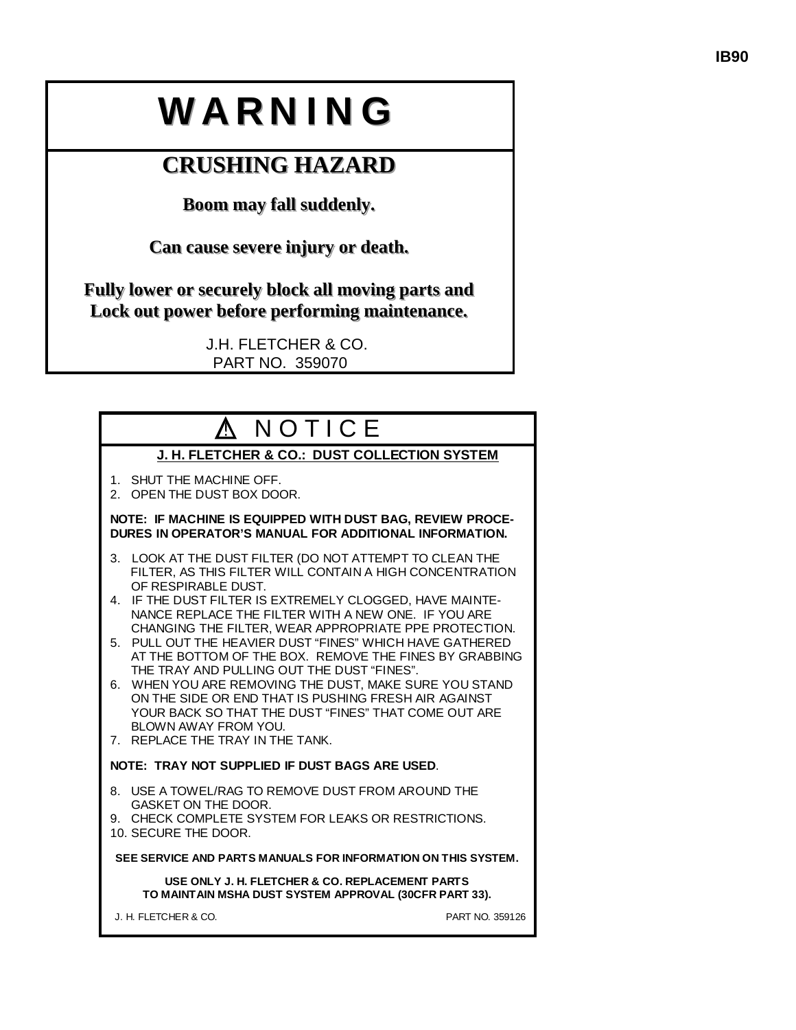IB90

# WARNING

## CRUSHING HAZARD

**Boom may fall suddenly.**

**Can cause severe injury or death.**

**Fully lower or securely block all moving parts and Lock out power before performing maintenance.**

J.H. FLETCHER & CO.
PART NO. 359070

## ⚠ NOTICE

**J. H. FLETCHER & CO.: DUST COLLECTION SYSTEM**

1. SHUT THE MACHINE OFF.
2. OPEN THE DUST BOX DOOR.

**NOTE: IF MACHINE IS EQUIPPED WITH DUST BAG, REVIEW PROCEDURES IN OPERATOR'S MANUAL FOR ADDITIONAL INFORMATION.**

3. LOOK AT THE DUST FILTER (DO NOT ATTEMPT TO CLEAN THE FILTER, AS THIS FILTER WILL CONTAIN A HIGH CONCENTRATION OF RESPIRABLE DUST.
4. IF THE DUST FILTER IS EXTREMELY CLOGGED, HAVE MAINTENANCE REPLACE THE FILTER WITH A NEW ONE. IF YOU ARE CHANGING THE FILTER, WEAR APPROPRIATE PPE PROTECTION.
5. PULL OUT THE HEAVIER DUST "FINES" WHICH HAVE GATHERED AT THE BOTTOM OF THE BOX. REMOVE THE FINES BY GRABBING THE TRAY AND PULLING OUT THE DUST "FINES".
6. WHEN YOU ARE REMOVING THE DUST, MAKE SURE YOU STAND ON THE SIDE OR END THAT IS PUSHING FRESH AIR AGAINST YOUR BACK SO THAT THE DUST "FINES" THAT COME OUT ARE BLOWN AWAY FROM YOU.
7. REPLACE THE TRAY IN THE TANK.

**NOTE: TRAY NOT SUPPLIED IF DUST BAGS ARE USED**.

8. USE A TOWEL/RAG TO REMOVE DUST FROM AROUND THE GASKET ON THE DOOR.
9. CHECK COMPLETE SYSTEM FOR LEAKS OR RESTRICTIONS.
10. SECURE THE DOOR.

**SEE SERVICE AND PARTS MANUALS FOR INFORMATION ON THIS SYSTEM.**

**USE ONLY J. H. FLETCHER & CO. REPLACEMENT PARTS TO MAINTAIN MSHA DUST SYSTEM APPROVAL (30CFR PART 33).**

J. H. FLETCHER & CO. PART NO. 359126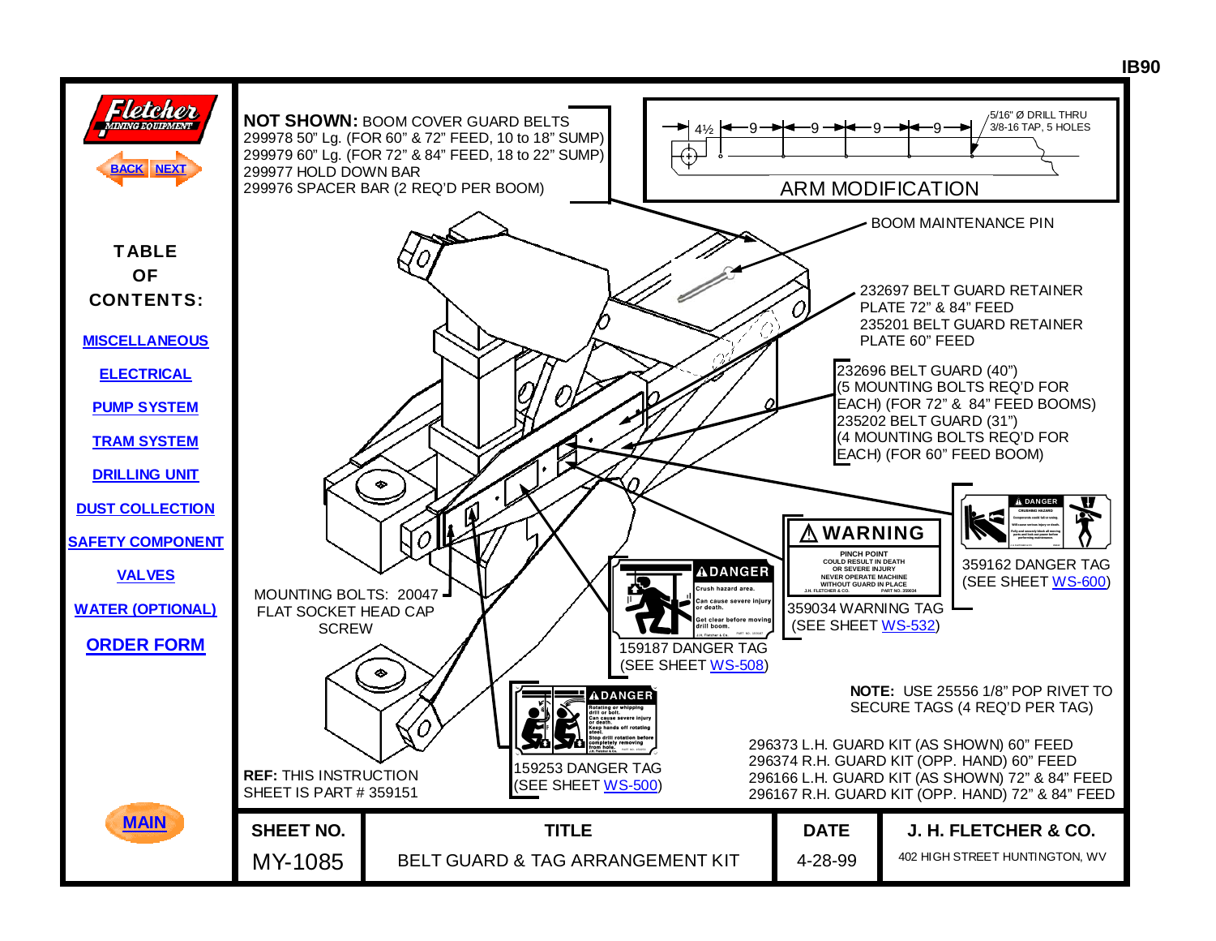IB90

Fletcher MINING EQUIPMENT

BACK NEXT

**TABLE OF CONTENTS:**

- MISCELLANEOUS
- ELECTRICAL
- PUMP SYSTEM
- TRAM SYSTEM
- DRILLING UNIT
- DUST COLLECTION
- SAFETY COMPONENT
- VALVES
- WATER (OPTIONAL)
- ORDER FORM

MAIN

**NOT SHOWN:** BOOM COVER GUARD BELTS
299978 50" Lg. (FOR 60" & 72" FEED, 10 to 18" SUMP)
299979 60" Lg. (FOR 72" & 84" FEED, 18 to 22" SUMP)
299977 HOLD DOWN BAR
299976 SPACER BAR (2 REQ'D PER BOOM)

ARM MODIFICATION
4½ — 9 — 9 — 9 — 9
5/16" Ø DRILL THRU 3/8-16 TAP, 5 HOLES

BOOM MAINTENANCE PIN

232697 BELT GUARD RETAINER PLATE 72" & 84" FEED
235201 BELT GUARD RETAINER PLATE 60" FEED

232696 BELT GUARD (40")
(5 MOUNTING BOLTS REQ'D FOR EACH) (FOR 72" & 84" FEED BOOMS)
235202 BELT GUARD (31")
(4 MOUNTING BOLTS REQ'D FOR EACH) (FOR 60" FEED BOOM)

359162 DANGER TAG (SEE SHEET WS-600)

359034 WARNING TAG (SEE SHEET WS-532)

159187 DANGER TAG (SEE SHEET WS-508)

159253 DANGER TAG (SEE SHEET WS-500)

MOUNTING BOLTS: 20047 FLAT SOCKET HEAD CAP SCREW

**NOTE:** USE 25556 1/8" POP RIVET TO SECURE TAGS (4 REQ'D PER TAG)

296373 L.H. GUARD KIT (AS SHOWN) 60" FEED
296374 R.H. GUARD KIT (OPP. HAND) 60" FEED
296166 L.H. GUARD KIT (AS SHOWN) 72" & 84" FEED
296167 R.H. GUARD KIT (OPP. HAND) 72" & 84" FEED

**REF:** THIS INSTRUCTION SHEET IS PART # 359151

| SHEET NO. | TITLE | DATE | J. H. FLETCHER & CO. |
|---|---|---|---|
| MY-1085 | BELT GUARD & TAG ARRANGEMENT KIT | 4-28-99 | 402 HIGH STREET HUNTINGTON, WV |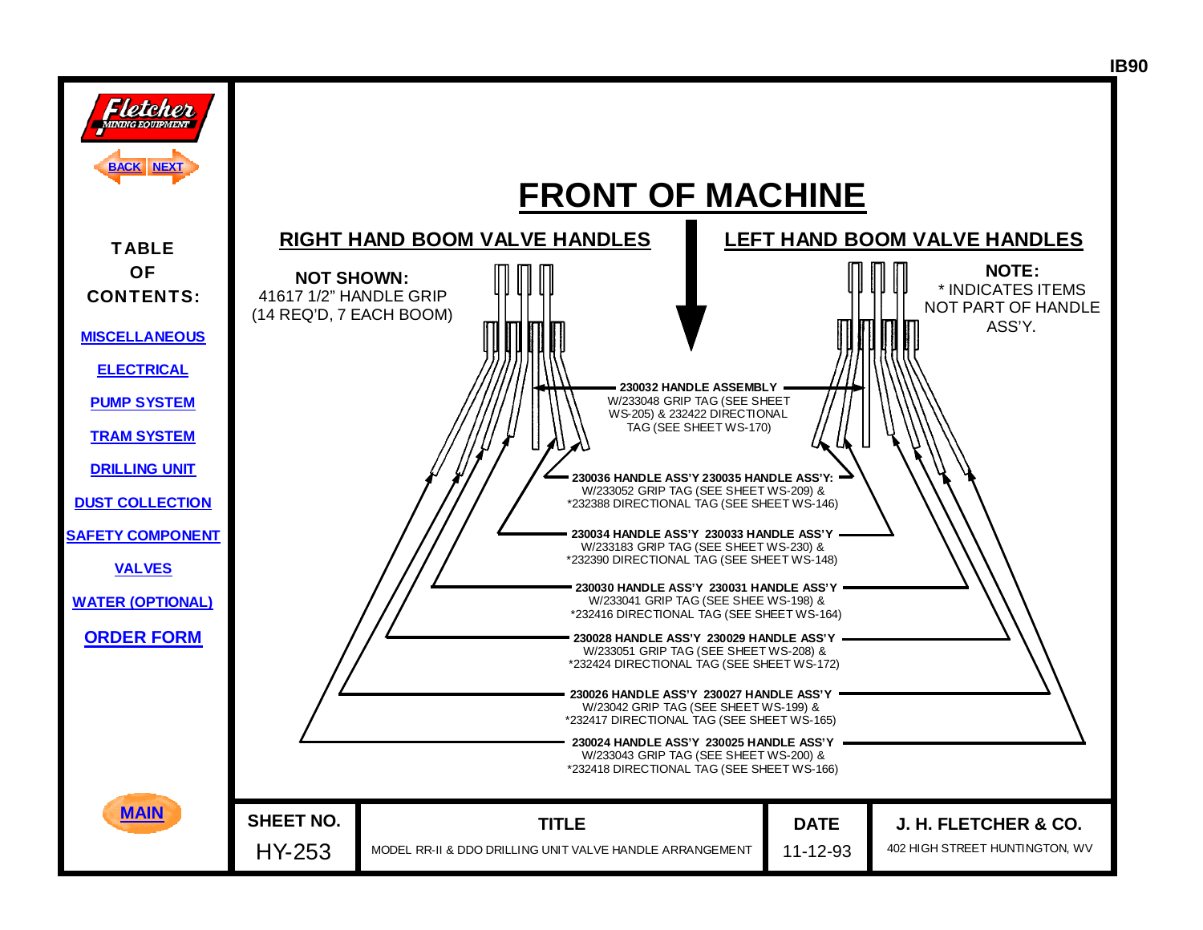Fletcher MINING EQUIPMENT

BACK NEXT

**TABLE OF CONTENTS:**

- MISCELLANEOUS
- ELECTRICAL
- PUMP SYSTEM
- TRAM SYSTEM
- DRILLING UNIT
- DUST COLLECTION
- SAFETY COMPONENT
- VALVES
- WATER (OPTIONAL)
- ORDER FORM

MAIN

# FRONT OF MACHINE

## RIGHT HAND BOOM VALVE HANDLES

**NOT SHOWN:**
41617 1/2" HANDLE GRIP
(14 REQ'D, 7 EACH BOOM)

## LEFT HAND BOOM VALVE HANDLES

**NOTE:**
* INDICATES ITEMS NOT PART OF HANDLE ASS'Y.

**230032 HANDLE ASSEMBLY**
W/233048 GRIP TAG (SEE SHEET WS-205) & 232422 DIRECTIONAL TAG (SEE SHEET WS-170)

**230036 HANDLE ASS'Y 230035 HANDLE ASS'Y:**
W/233052 GRIP TAG (SEE SHEET WS-209) &
*232388 DIRECTIONAL TAG (SEE SHEET WS-146)

**230034 HANDLE ASS'Y 230033 HANDLE ASS'Y**
W/233183 GRIP TAG (SEE SHEET WS-230) &
*232390 DIRECTIONAL TAG (SEE SHEET WS-148)

**230030 HANDLE ASS'Y 230031 HANDLE ASS'Y**
W/233041 GRIP TAG (SEE SHEE WS-198) &
*232416 DIRECTIONAL TAG (SEE SHEET WS-164)

**230028 HANDLE ASS'Y 230029 HANDLE ASS'Y**
W/233051 GRIP TAG (SEE SHEET WS-208) &
*232424 DIRECTIONAL TAG (SEE SHEET WS-172)

**230026 HANDLE ASS'Y 230027 HANDLE ASS'Y**
W/23042 GRIP TAG (SEE SHEET WS-199) &
*232417 DIRECTIONAL TAG (SEE SHEET WS-165)

**230024 HANDLE ASS'Y 230025 HANDLE ASS'Y**
W/233043 GRIP TAG (SEE SHEET WS-200) &
*232418 DIRECTIONAL TAG (SEE SHEET WS-166)

| SHEET NO. | TITLE | DATE | J. H. FLETCHER & CO. |
|---|---|---|---|
| HY-253 | MODEL RR-II & DDO DRILLING UNIT VALVE HANDLE ARRANGEMENT | 11-12-93 | 402 HIGH STREET HUNTINGTON, WV |